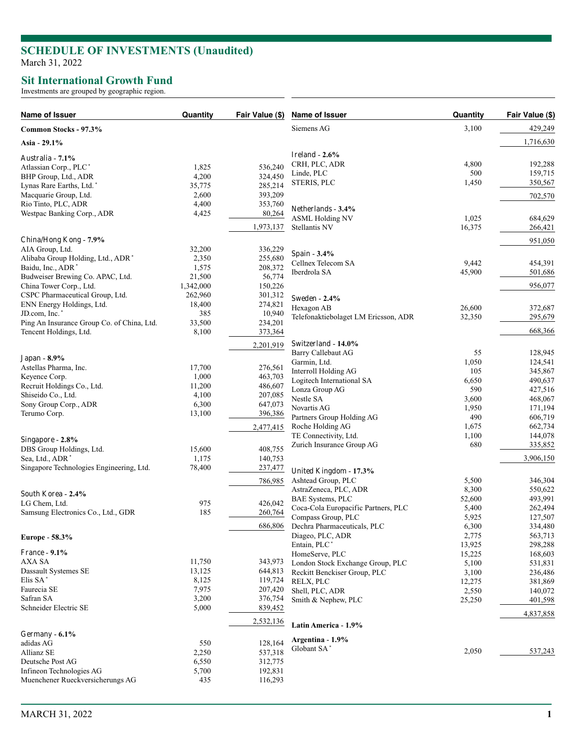# SCHEDULE OF INVESTMENTS (Unaudited)

March 31, 2022

## Sit International Growth Fund

Investments are grouped by geographic region.

| Name of Issuer | Quantity | Fair Value ($) |
|---|---|---|
| **Common Stocks - 97.3%** | | |
| **Asia - 29.1%** | | |
| Australia - **7.1%** | | |
| Atlassian Corp., PLC * | 1,825 | 536,240 |
| BHP Group, Ltd., ADR | 4,200 | 324,450 |
| Lynas Rare Earths, Ltd. * | 35,775 | 285,214 |
| Macquarie Group, Ltd. | 2,600 | 393,209 |
| Rio Tinto, PLC, ADR | 4,400 | 353,760 |
| Westpac Banking Corp., ADR | 4,425 | 80,264 |
| | | 1,973,137 |
| China/Hong Kong - **7.9%** | | |
| AIA Group, Ltd. | 32,200 | 336,229 |
| Alibaba Group Holding, Ltd., ADR * | 2,350 | 255,680 |
| Baidu, Inc., ADR * | 1,575 | 208,372 |
| Budweiser Brewing Co. APAC, Ltd. | 21,500 | 56,774 |
| China Tower Corp., Ltd. | 1,342,000 | 150,226 |
| CSPC Pharmaceutical Group, Ltd. | 262,960 | 301,312 |
| ENN Energy Holdings, Ltd. | 18,400 | 274,821 |
| JD.com, Inc. * | 385 | 10,940 |
| Ping An Insurance Group Co. of China, Ltd. | 33,500 | 234,201 |
| Tencent Holdings, Ltd. | 8,100 | 373,364 |
| | | 2,201,919 |
| Japan - **8.9%** | | |
| Astellas Pharma, Inc. | 17,700 | 276,561 |
| Keyence Corp. | 1,000 | 463,703 |
| Recruit Holdings Co., Ltd. | 11,200 | 486,607 |
| Shiseido Co., Ltd. | 4,100 | 207,085 |
| Sony Group Corp., ADR | 6,300 | 647,073 |
| Terumo Corp. | 13,100 | 396,386 |
| | | 2,477,415 |
| Singapore - **2.8%** | | |
| DBS Group Holdings, Ltd. | 15,600 | 408,755 |
| Sea, Ltd., ADR * | 1,175 | 140,753 |
| Singapore Technologies Engineering, Ltd. | 78,400 | 237,477 |
| | | 786,985 |
| South Korea - **2.4%** | | |
| LG Chem, Ltd. | 975 | 426,042 |
| Samsung Electronics Co., Ltd., GDR | 185 | 260,764 |
| | | 686,806 |
| **Europe - 58.3%** | | |
| France - **9.1%** | | |
| AXA SA | 11,750 | 343,973 |
| Dassault Systemes SE | 13,125 | 644,813 |
| Elis SA * | 8,125 | 119,724 |
| Faurecia SE | 7,975 | 207,420 |
| Safran SA | 3,200 | 376,754 |
| Schneider Electric SE | 5,000 | 839,452 |
| | | 2,532,136 |
| Germany - **6.1%** | | |
| adidas AG | 550 | 128,164 |
| Allianz SE | 2,250 | 537,318 |
| Deutsche Post AG | 6,550 | 312,775 |
| Infineon Technologies AG | 5,700 | 192,831 |
| Muenchener Rueckversicherungs AG | 435 | 116,293 |
| Siemens AG | 3,100 | 429,249 |
| | | 1,716,630 |
| Ireland - **2.6%** | | |
| CRH, PLC, ADR | 4,800 | 192,288 |
| Linde, PLC | 500 | 159,715 |
| STERIS, PLC | 1,450 | 350,567 |
| | | 702,570 |
| Netherlands - **3.4%** | | |
| ASML Holding NV | 1,025 | 684,629 |
| Stellantis NV | 16,375 | 266,421 |
| | | 951,050 |
| Spain - **3.4%** | | |
| Cellnex Telecom SA | 9,442 | 454,391 |
| Iberdrola SA | 45,900 | 501,686 |
| | | 956,077 |
| Sweden - **2.4%** | | |
| Hexagon AB | 26,600 | 372,687 |
| Telefonaktiebolaget LM Ericsson, ADR | 32,350 | 295,679 |
| | | 668,366 |
| Switzerland - **14.0%** | | |
| Barry Callebaut AG | 55 | 128,945 |
| Garmin, Ltd. | 1,050 | 124,541 |
| Interroll Holding AG | 105 | 345,867 |
| Logitech International SA | 6,650 | 490,637 |
| Lonza Group AG | 590 | 427,516 |
| Nestle SA | 3,600 | 468,067 |
| Novartis AG | 1,950 | 171,194 |
| Partners Group Holding AG | 490 | 606,719 |
| Roche Holding AG | 1,675 | 662,734 |
| TE Connectivity, Ltd. | 1,100 | 144,078 |
| Zurich Insurance Group AG | 680 | 335,852 |
| | | 3,906,150 |
| United Kingdom - **17.3%** | | |
| Ashtead Group, PLC | 5,500 | 346,304 |
| AstraZeneca, PLC, ADR | 8,300 | 550,622 |
| BAE Systems, PLC | 52,600 | 493,991 |
| Coca-Cola Europacific Partners, PLC | 5,400 | 262,494 |
| Compass Group, PLC | 5,925 | 127,507 |
| Dechra Pharmaceuticals, PLC | 6,300 | 334,480 |
| Diageo, PLC, ADR | 2,775 | 563,713 |
| Entain, PLC * | 13,925 | 298,288 |
| HomeServe, PLC | 15,225 | 168,603 |
| London Stock Exchange Group, PLC | 5,100 | 531,831 |
| Reckitt Benckiser Group, PLC | 3,100 | 236,486 |
| RELX, PLC | 12,275 | 381,869 |
| Shell, PLC, ADR | 2,550 | 140,072 |
| Smith & Nephew, PLC | 25,250 | 401,598 |
| | | 4,837,858 |
| **Latin America - 1.9%** | | |
| **Argentina - 1.9%** | | |
| Globant SA * | 2,050 | 537,243 |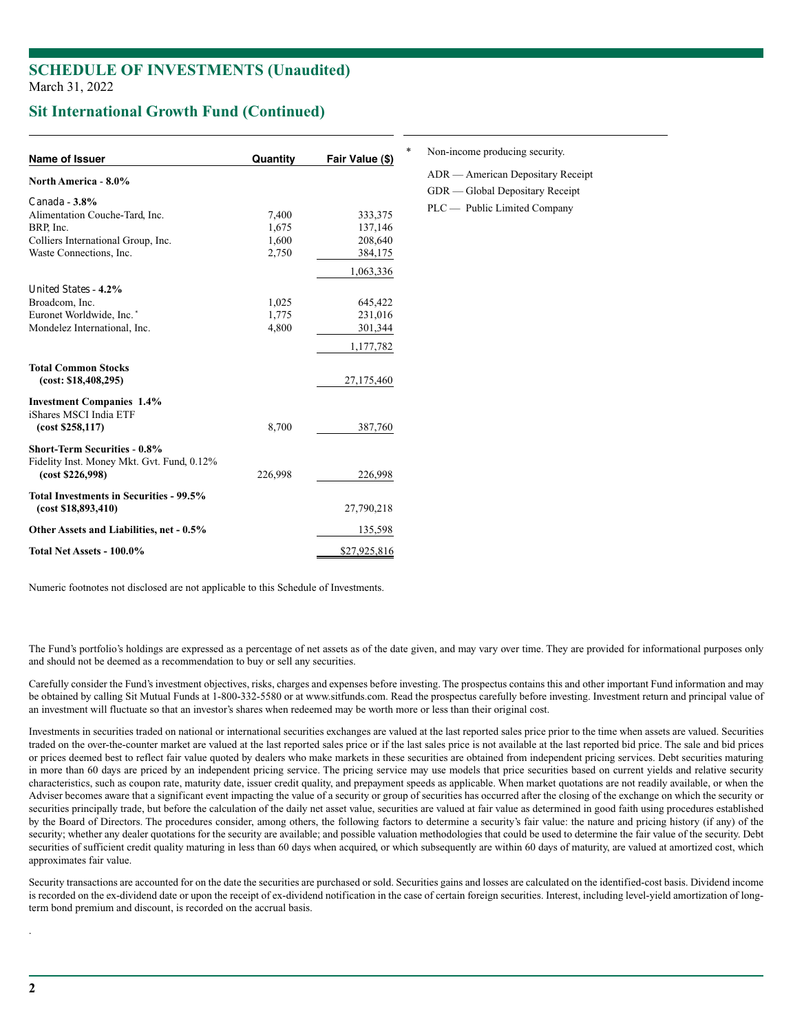## SCHEDULE OF INVESTMENTS (Unaudited)

March 31, 2022

## Sit International Growth Fund (Continued)

| Name of Issuer | Quantity | Fair Value ($) |
|---|---|---|
| **North America - 8.0%** | | |
| Canada - **3.8%** | | |
| Alimentation Couche-Tard, Inc. | 7,400 | 333,375 |
| BRP, Inc. | 1,675 | 137,146 |
| Colliers International Group, Inc. | 1,600 | 208,640 |
| Waste Connections, Inc. | 2,750 | 384,175 |
| | | 1,063,336 |
| United States - **4.2%** | | |
| Broadcom, Inc. | 1,025 | 645,422 |
| Euronet Worldwide, Inc. * | 1,775 | 231,016 |
| Mondelez International, Inc. | 4,800 | 301,344 |
| | | 1,177,782 |
| **Total Common Stocks (cost: $18,408,295)** | | 27,175,460 |
| **Investment Companies 1.4%** | | |
| iShares MSCI India ETF **(cost $258,117)** | 8,700 | 387,760 |
| **Short-Term Securities - 0.8%** | | |
| Fidelity Inst. Money Mkt. Gvt. Fund, 0.12% **(cost $226,998)** | 226,998 | 226,998 |
| **Total Investments in Securities - 99.5% (cost $18,893,410)** | | 27,790,218 |
| **Other Assets and Liabilities, net - 0.5%** | | 135,598 |
| **Total Net Assets - 100.0%** | | $27,925,816 |

\* Non-income producing security.

ADR — American Depositary Receipt

GDR — Global Depositary Receipt

PLC — Public Limited Company

Numeric footnotes not disclosed are not applicable to this Schedule of Investments.

The Fund's portfolio's holdings are expressed as a percentage of net assets as of the date given, and may vary over time. They are provided for informational purposes only and should not be deemed as a recommendation to buy or sell any securities.

Carefully consider the Fund's investment objectives, risks, charges and expenses before investing. The prospectus contains this and other important Fund information and may be obtained by calling Sit Mutual Funds at 1-800-332-5580 or at www.sitfunds.com. Read the prospectus carefully before investing. Investment return and principal value of an investment will fluctuate so that an investor's shares when redeemed may be worth more or less than their original cost.

Investments in securities traded on national or international securities exchanges are valued at the last reported sales price prior to the time when assets are valued. Securities traded on the over-the-counter market are valued at the last reported sales price or if the last sales price is not available at the last reported bid price. The sale and bid prices or prices deemed best to reflect fair value quoted by dealers who make markets in these securities are obtained from independent pricing services. Debt securities maturing in more than 60 days are priced by an independent pricing service. The pricing service may use models that price securities based on current yields and relative security characteristics, such as coupon rate, maturity date, issuer credit quality, and prepayment speeds as applicable. When market quotations are not readily available, or when the Adviser becomes aware that a significant event impacting the value of a security or group of securities has occurred after the closing of the exchange on which the security or securities principally trade, but before the calculation of the daily net asset value, securities are valued at fair value as determined in good faith using procedures established by the Board of Directors. The procedures consider, among others, the following factors to determine a security's fair value: the nature and pricing history (if any) of the security; whether any dealer quotations for the security are available; and possible valuation methodologies that could be used to determine the fair value of the security. Debt securities of sufficient credit quality maturing in less than 60 days when acquired, or which subsequently are within 60 days of maturity, are valued at amortized cost, which approximates fair value.

Security transactions are accounted for on the date the securities are purchased or sold. Securities gains and losses are calculated on the identified-cost basis. Dividend income is recorded on the ex-dividend date or upon the receipt of ex-dividend notification in the case of certain foreign securities. Interest, including level-yield amortization of long-term bond premium and discount, is recorded on the accrual basis.